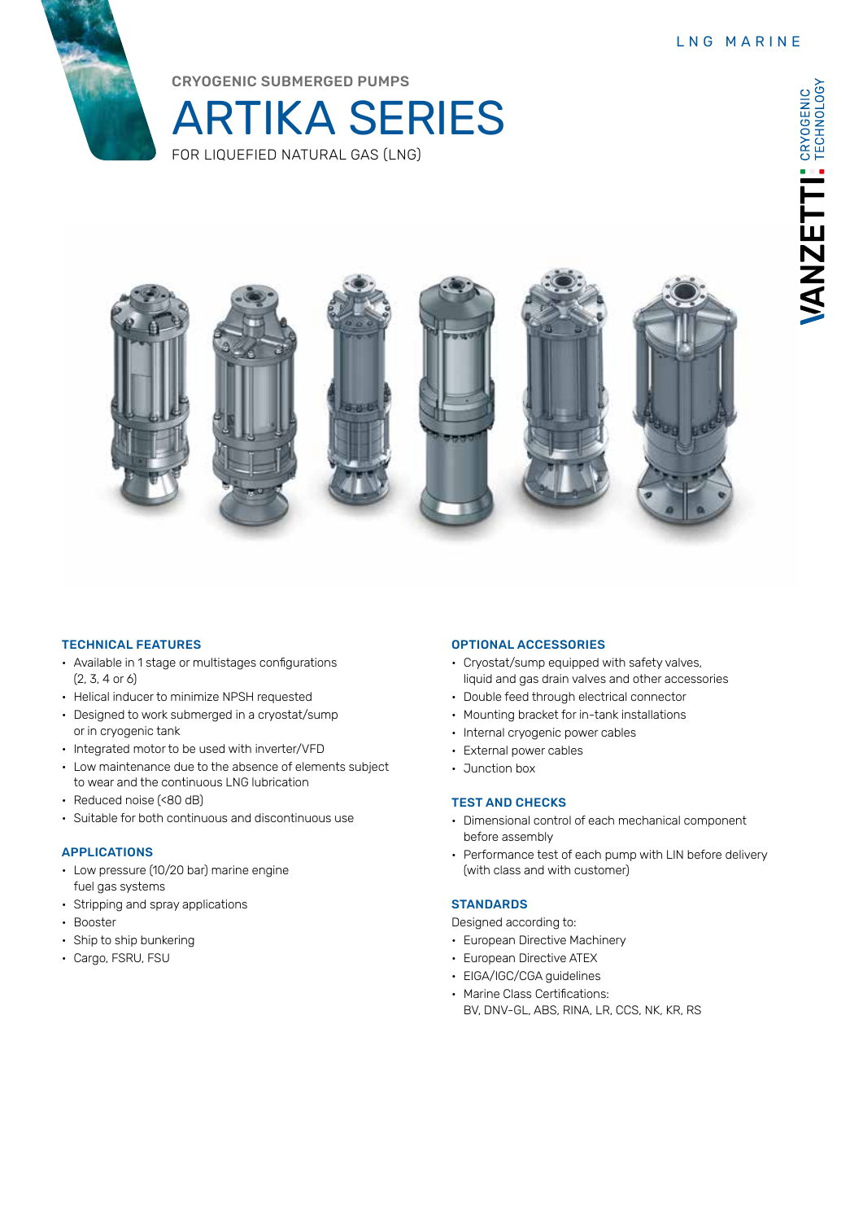LNG MARINE

CRYOGENIC SUBMERGED PUMPS

# ARTIKA SERIES

FOR LIQUEFIED NATURAL GAS (LNG)

VANZETTI CRYOGENIC TECHNOLOGY

### TECHNICAL FEATURES

- Available in 1 stage or multistages configurations (2, 3, 4 or 6)
- Helical inducer to minimize NPSH requested
- Designed to work submerged in a cryostat/sump or in cryogenic tank
- Integrated motor to be used with inverter/VFD
- Low maintenance due to the absence of elements subject to wear and the continuous LNG lubrication
- Reduced noise (<80 dB)
- Suitable for both continuous and discontinuous use

### APPLICATIONS

- Low pressure (10/20 bar) marine engine fuel gas systems
- Stripping and spray applications
- Booster
- Ship to ship bunkering
- Cargo, FSRU, FSU

### OPTIONAL ACCESSORIES

- Cryostat/sump equipped with safety valves, liquid and gas drain valves and other accessories
- Double feed through electrical connector
- Mounting bracket for in-tank installations
- Internal cryogenic power cables
- External power cables
- Junction box

### TEST AND CHECKS

- Dimensional control of each mechanical component before assembly
- Performance test of each pump with LIN before delivery (with class and with customer)

### STANDARDS

Designed according to:

- European Directive Machinery
- European Directive ATEX
- EIGA/IGC/CGA guidelines
- Marine Class Certifications: BV, DNV-GL, ABS, RINA, LR, CCS, NK, KR, RS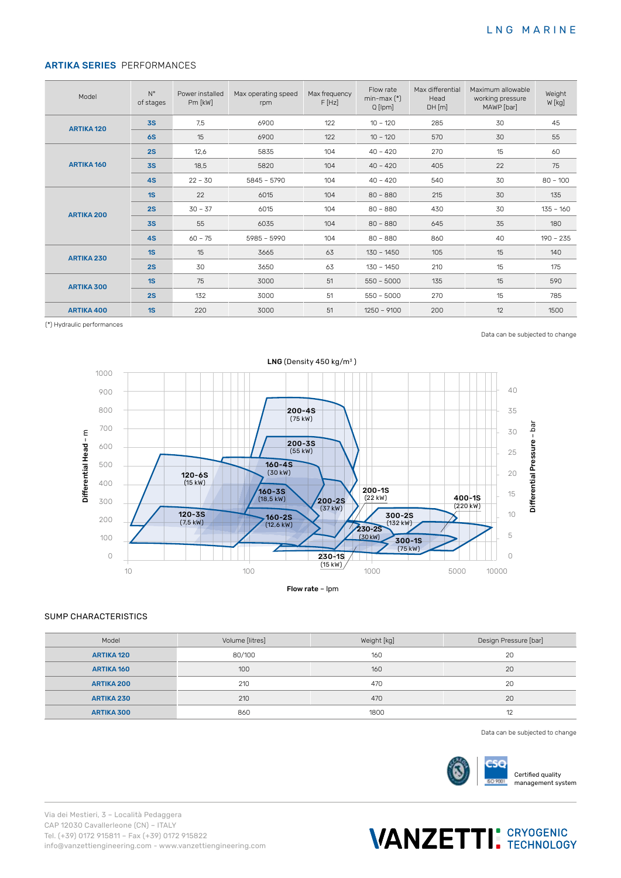## ARTIKA SERIES PERFORMANCES

| Model | N° of stages | Power installed Pm [kW] | Max operating speed rpm | Max frequency F [Hz] | Flow rate min-max (*) Q [lpm] | Max differential Head DH [m] | Maximum allowable working pressure MAWP [bar] | Weight W [kg] |
|---|---|---|---|---|---|---|---|---|
| **ARTIKA 120** | **3S** | 7,5 | 6900 | 122 | 10 – 120 | 285 | 30 | 45 |
| | **6S** | 15 | 6900 | 122 | 10 – 120 | 570 | 30 | 55 |
| **ARTIKA 160** | **2S** | 12,6 | 5835 | 104 | 40 – 420 | 270 | 15 | 60 |
| | **3S** | 18,5 | 5820 | 104 | 40 – 420 | 405 | 22 | 75 |
| | **4S** | 22 – 30 | 5845 – 5790 | 104 | 40 – 420 | 540 | 30 | 80 – 100 |
| **ARTIKA 200** | **1S** | 22 | 6015 | 104 | 80 – 880 | 215 | 30 | 135 |
| | **2S** | 30 – 37 | 6015 | 104 | 80 – 880 | 430 | 30 | 135 – 160 |
| | **3S** | 55 | 6035 | 104 | 80 – 880 | 645 | 35 | 180 |
| | **4S** | 60 – 75 | 5985 – 5990 | 104 | 80 – 880 | 860 | 40 | 190 – 235 |
| **ARTIKA 230** | **1S** | 15 | 3665 | 63 | 130 – 1450 | 105 | 15 | 140 |
| | **2S** | 30 | 3650 | 63 | 130 – 1450 | 210 | 15 | 175 |
| **ARTIKA 300** | **1S** | 75 | 3000 | 51 | 550 – 5000 | 135 | 15 | 590 |
| | **2S** | 132 | 3000 | 51 | 550 – 5000 | 270 | 15 | 785 |
| **ARTIKA 400** | **1S** | 220 | 3000 | 51 | 1250 – 9100 | 200 | 12 | 1500 |

(*) Hydraulic performances

Data can be subjected to change

**LNG** (Density 450 kg/m³ )

Differential Head – m / Differential Pressure – bar / Flow rate – lpm

120-3S (7,5 kW); 120-6S (15 kW); 160-2S (12,6 kW); 160-3S (18,5 kW); 160-4S (30 kW); 200-2S (37 kW); 200-3S (55 kW); 200-4S (75 kW); 200-1S (22 kW); 230-1S (15 kW); 230-2S (30 kW); 300-1S (75 kW); 300-2S (132 kW); 400-1S (220 kW)

## SUMP CHARACTERISTICS

| Model | Volume [litres] | Weight [kg] | Design Pressure [bar] |
|---|---|---|---|
| **ARTIKA 120** | 80/100 | 160 | 20 |
| **ARTIKA 160** | 100 | 160 | 20 |
| **ARTIKA 200** | 210 | 470 | 20 |
| **ARTIKA 230** | 210 | 470 | 20 |
| **ARTIKA 300** | 860 | 1800 | 12 |

Data can be subjected to change

Certified quality management system

Via dei Mestieri, 3 – Località Pedaggera
CAP 12030 Cavallerleone (CN) – ITALY
Tel. (+39) 0172 915811 – Fax (+39) 0172 915822
info@vanzettiengineering.com - www.vanzettiengineering.com

VANZETTI CRYOGENIC TECHNOLOGY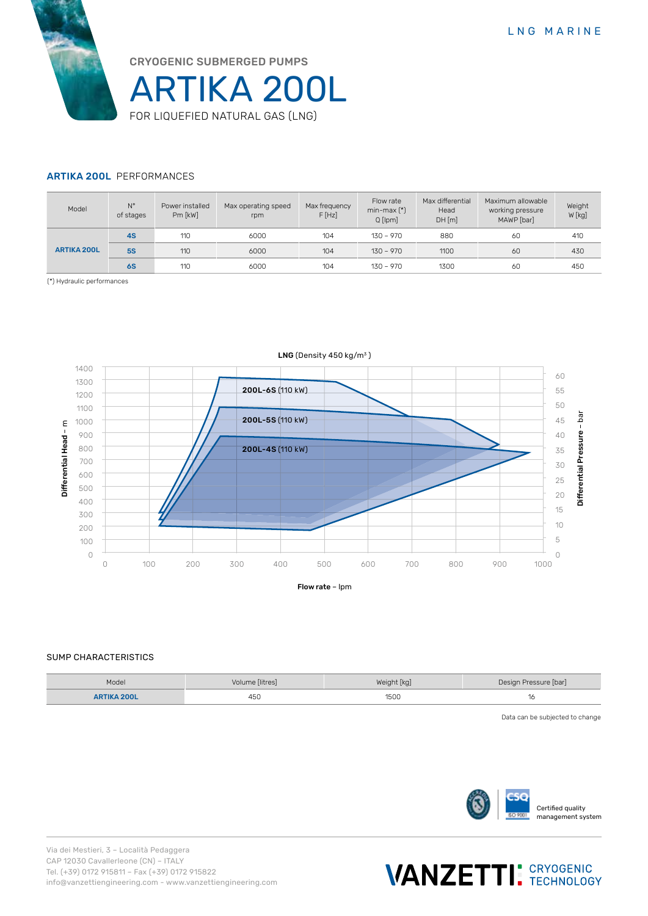LNG MARINE

CRYOGENIC SUBMERGED PUMPS

# ARTIKA 200L

FOR LIQUEFIED NATURAL GAS (LNG)

## ARTIKA 200L PERFORMANCES

| Model | N° of stages | Power installed Pm [kW] | Max operating speed rpm | Max frequency F [Hz] | Flow rate min-max (*) Q [lpm] | Max differential Head DH [m] | Maximum allowable working pressure MAWP [bar] | Weight W [kg] |
|---|---|---|---|---|---|---|---|---|
| ARTIKA 200L | 4S | 110 | 6000 | 104 | 130 – 970 | 880 | 60 | 410 |
| | 5S | 110 | 6000 | 104 | 130 – 970 | 1100 | 60 | 430 |
| | 6S | 110 | 6000 | 104 | 130 – 970 | 1300 | 60 | 450 |

(*) Hydraulic performances

**LNG** (Density 450 kg/m³ )

**200L-6S** (110 kW)

**200L-5S** (110 kW)

**200L-4S** (110 kW)

**Differential Head** – m

1400
1300
1200
1100
1000
900
800
700
600
500
400
300
200
100
0

**Differential Pressure** – bar

60
55
50
45
40
35
30
25
20
15
10
5
0

0 100 200 300 400 500 600 700 800 900 1000

**Flow rate** – lpm

## SUMP CHARACTERISTICS

| Model | Volume [litres] | Weight [kg] | Design Pressure [bar] |
|---|---|---|---|
| ARTIKA 200L | 450 | 1500 | 16 |

Data can be subjected to change

Certified quality management system

Via dei Mestieri, 3 – Località Pedaggera
CAP 12030 Cavallerleone (CN) – ITALY
Tel. (+39) 0172 915811 – Fax (+39) 0172 915822
info@vanzettiengineering.com - www.vanzettiengineering.com

VANZETTI CRYOGENIC TECHNOLOGY